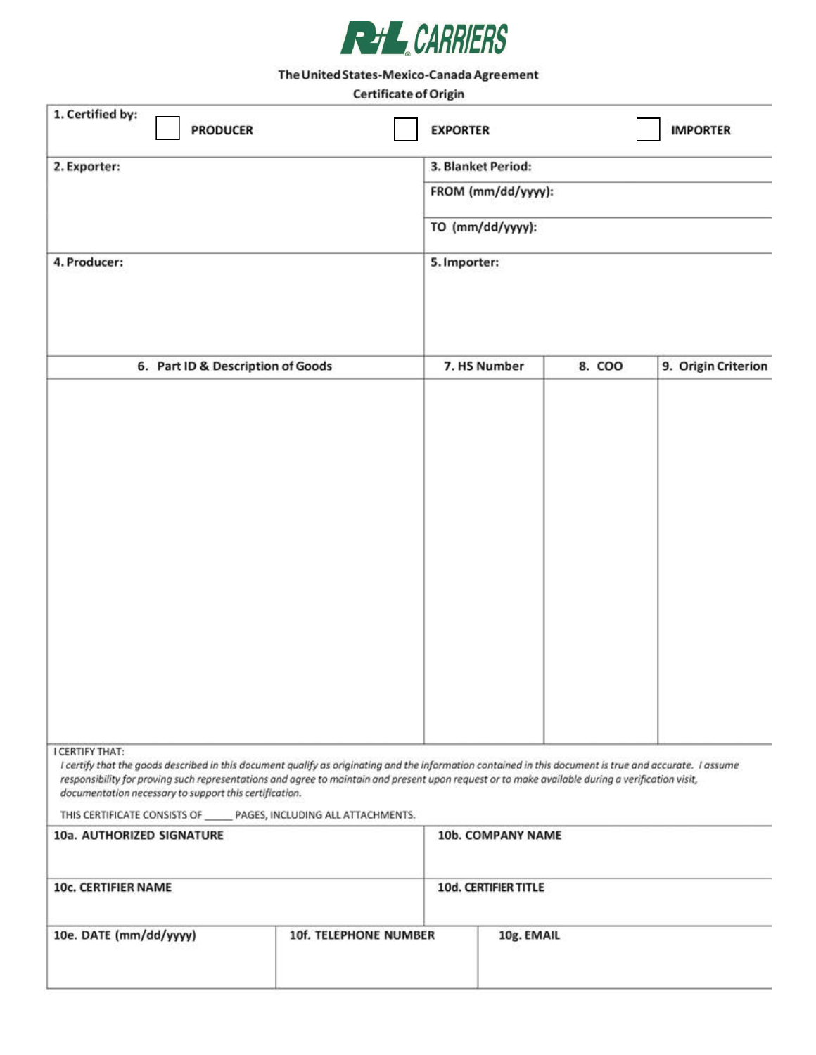R+L CARRIERS

# The United States-Mexico-Canada Agreement
## Certificate of Origin

| 1. Certified by: | ☐ PRODUCER | ☐ EXPORTER | ☐ IMPORTER |
|---|---|---|---|

| 2. Exporter: | 3. Blanket Period: |
|---|---|
| | FROM (mm/dd/yyyy): |
| | TO (mm/dd/yyyy): |

| 4. Producer: | 5. Importer: |
|---|---|
| | |

| 6. Part ID & Description of Goods | 7. HS Number | 8. COO | 9. Origin Criterion |
|---|---|---|---|
| | | | |

I CERTIFY THAT:

*I certify that the goods described in this document qualify as originating and the information contained in this document is true and accurate. I assume responsibility for proving such representations and agree to maintain and present upon request or to make available during a verification visit, documentation necessary to support this certification.*

THIS CERTIFICATE CONSISTS OF _____ PAGES, INCLUDING ALL ATTACHMENTS.

| 10a. AUTHORIZED SIGNATURE | 10b. COMPANY NAME |
|---|---|
| | |

| 10c. CERTIFIER NAME | 10d. CERTIFIER TITLE |
|---|---|
| | |

| 10e. DATE (mm/dd/yyyy) | 10f. TELEPHONE NUMBER | 10g. EMAIL |
|---|---|---|
| | | |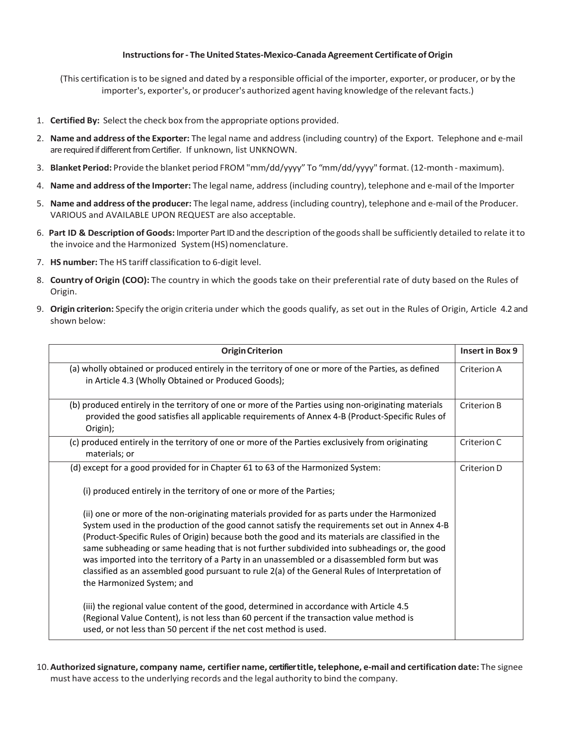**Instructions for - The United States-Mexico-Canada Agreement Certificate of Origin**

(This certification is to be signed and dated by a responsible official of the importer, exporter, or producer, or by the importer's, exporter's, or producer's authorized agent having knowledge of the relevant facts.)

1. **Certified By:** Select the check box from the appropriate options provided.
2. **Name and address of the Exporter:** The legal name and address (including country) of the Export. Telephone and e-mail are required if different from Certifier. If unknown, list UNKNOWN.
3. **Blanket Period:** Provide the blanket period FROM "mm/dd/yyyy" To "mm/dd/yyyy" format. (12-month - maximum).
4. **Name and address of the Importer:** The legal name, address (including country), telephone and e-mail of the Importer
5. **Name and address of the producer:** The legal name, address (including country), telephone and e-mail of the Producer. VARIOUS and AVAILABLE UPON REQUEST are also acceptable.
6. **Part ID & Description of Goods:** Importer Part ID and the description of the goods shall be sufficiently detailed to relate it to the invoice and the Harmonized System (HS) nomenclature.
7. **HS number:** The HS tariff classification to 6-digit level.
8. **Country of Origin (COO):** The country in which the goods take on their preferential rate of duty based on the Rules of Origin.
9. **Origin criterion:** Specify the origin criteria under which the goods qualify, as set out in the Rules of Origin, Article 4.2 and shown below:

| Origin Criterion | Insert in Box 9 |
| --- | --- |
| (a) wholly obtained or produced entirely in the territory of one or more of the Parties, as defined in Article 4.3 (Wholly Obtained or Produced Goods); | Criterion A |
| (b) produced entirely in the territory of one or more of the Parties using non-originating materials provided the good satisfies all applicable requirements of Annex 4-B (Product-Specific Rules of Origin); | Criterion B |
| (c) produced entirely in the territory of one or more of the Parties exclusively from originating materials; or | Criterion C |
| (d) except for a good provided for in Chapter 61 to 63 of the Harmonized System:<br><br>(i) produced entirely in the territory of one or more of the Parties;<br><br>(ii) one or more of the non-originating materials provided for as parts under the Harmonized System used in the production of the good cannot satisfy the requirements set out in Annex 4-B (Product-Specific Rules of Origin) because both the good and its materials are classified in the same subheading or same heading that is not further subdivided into subheadings or, the good was imported into the territory of a Party in an unassembled or a disassembled form but was classified as an assembled good pursuant to rule 2(a) of the General Rules of Interpretation of the Harmonized System; and<br><br>(iii) the regional value content of the good, determined in accordance with Article 4.5 (Regional Value Content), is not less than 60 percent if the transaction value method is used, or not less than 50 percent if the net cost method is used. | Criterion D |

10. **Authorized signature, company name, certifier name, certifier title, telephone, e-mail and certification date:** The signee must have access to the underlying records and the legal authority to bind the company.